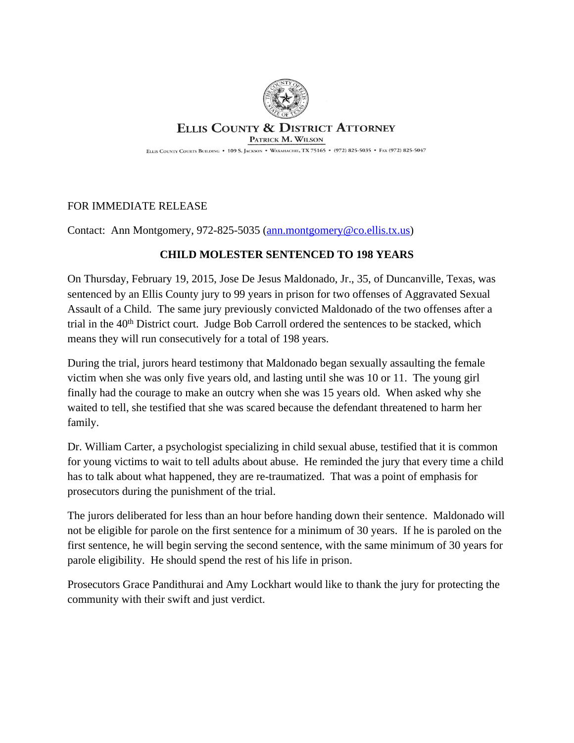**Ellis County & District Attorney**

**Patrick M. Wilson**

Ellis County Courts Building • 109 S. Jackson • Waxahachie, TX 75165 • (972) 825-5035 • Fax (972) 825-5047

FOR IMMEDIATE RELEASE

Contact: Ann Montgomery, 972-825-5035 (ann.montgomery@co.ellis.tx.us)

## CHILD MOLESTER SENTENCED TO 198 YEARS

On Thursday, February 19, 2015, Jose De Jesus Maldonado, Jr., 35, of Duncanville, Texas, was sentenced by an Ellis County jury to 99 years in prison for two offenses of Aggravated Sexual Assault of a Child. The same jury previously convicted Maldonado of the two offenses after a trial in the 40th District court. Judge Bob Carroll ordered the sentences to be stacked, which means they will run consecutively for a total of 198 years.

During the trial, jurors heard testimony that Maldonado began sexually assaulting the female victim when she was only five years old, and lasting until she was 10 or 11. The young girl finally had the courage to make an outcry when she was 15 years old. When asked why she waited to tell, she testified that she was scared because the defendant threatened to harm her family.

Dr. William Carter, a psychologist specializing in child sexual abuse, testified that it is common for young victims to wait to tell adults about abuse. He reminded the jury that every time a child has to talk about what happened, they are re-traumatized. That was a point of emphasis for prosecutors during the punishment of the trial.

The jurors deliberated for less than an hour before handing down their sentence. Maldonado will not be eligible for parole on the first sentence for a minimum of 30 years. If he is paroled on the first sentence, he will begin serving the second sentence, with the same minimum of 30 years for parole eligibility. He should spend the rest of his life in prison.

Prosecutors Grace Pandithurai and Amy Lockhart would like to thank the jury for protecting the community with their swift and just verdict.